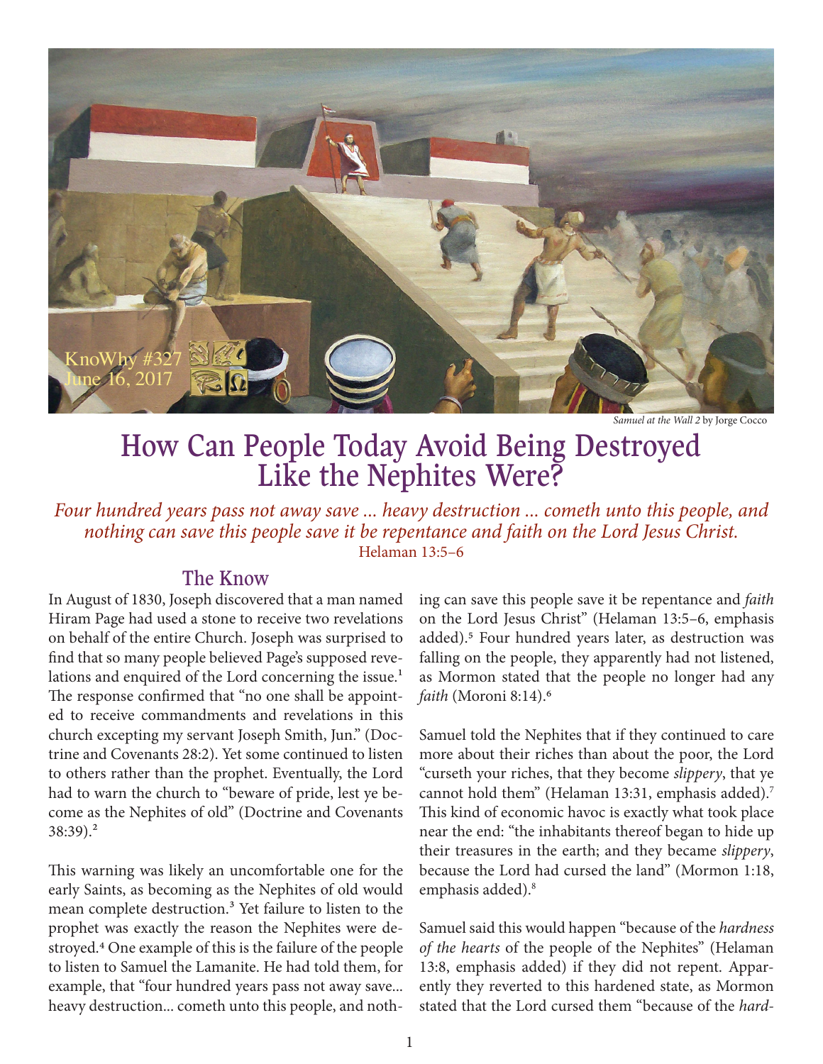KnoWhy #327
June 16, 2017

*Samuel at the Wall 2* by Jorge Cocco

# How Can People Today Avoid Being Destroyed Like the Nephites Were?

*Four hundred years pass not away save ... heavy destruction ... cometh unto this people, and nothing can save this people save it be repentance and faith on the Lord Jesus Christ.*
Helaman 13:5–6

## The Know

In August of 1830, Joseph discovered that a man named Hiram Page had used a stone to receive two revelations on behalf of the entire Church. Joseph was surprised to find that so many people believed Page's supposed revelations and enquired of the Lord concerning the issue.[1] The response confirmed that "no one shall be appointed to receive commandments and revelations in this church excepting my servant Joseph Smith, Jun." (Doctrine and Covenants 28:2). Yet some continued to listen to others rather than the prophet. Eventually, the Lord had to warn the church to "beware of pride, lest ye become as the Nephites of old" (Doctrine and Covenants 38:39).[2]

This warning was likely an uncomfortable one for the early Saints, as becoming as the Nephites of old would mean complete destruction.[3] Yet failure to listen to the prophet was exactly the reason the Nephites were destroyed.[4] One example of this is the failure of the people to listen to Samuel the Lamanite. He had told them, for example, that "four hundred years pass not away save... heavy destruction... cometh unto this people, and nothing can save this people save it be repentance and *faith* on the Lord Jesus Christ" (Helaman 13:5–6, emphasis added).[5] Four hundred years later, as destruction was falling on the people, they apparently had not listened, as Mormon stated that the people no longer had any *faith* (Moroni 8:14).[6]

Samuel told the Nephites that if they continued to care more about their riches than about the poor, the Lord "curseth your riches, that they become *slippery*, that ye cannot hold them" (Helaman 13:31, emphasis added).[7] This kind of economic havoc is exactly what took place near the end: "the inhabitants thereof began to hide up their treasures in the earth; and they became *slippery*, because the Lord had cursed the land" (Mormon 1:18, emphasis added).[8]

Samuel said this would happen "because of the *hardness of the hearts* of the people of the Nephites" (Helaman 13:8, emphasis added) if they did not repent. Apparently they reverted to this hardened state, as Mormon stated that the Lord cursed them "because of the *hard-*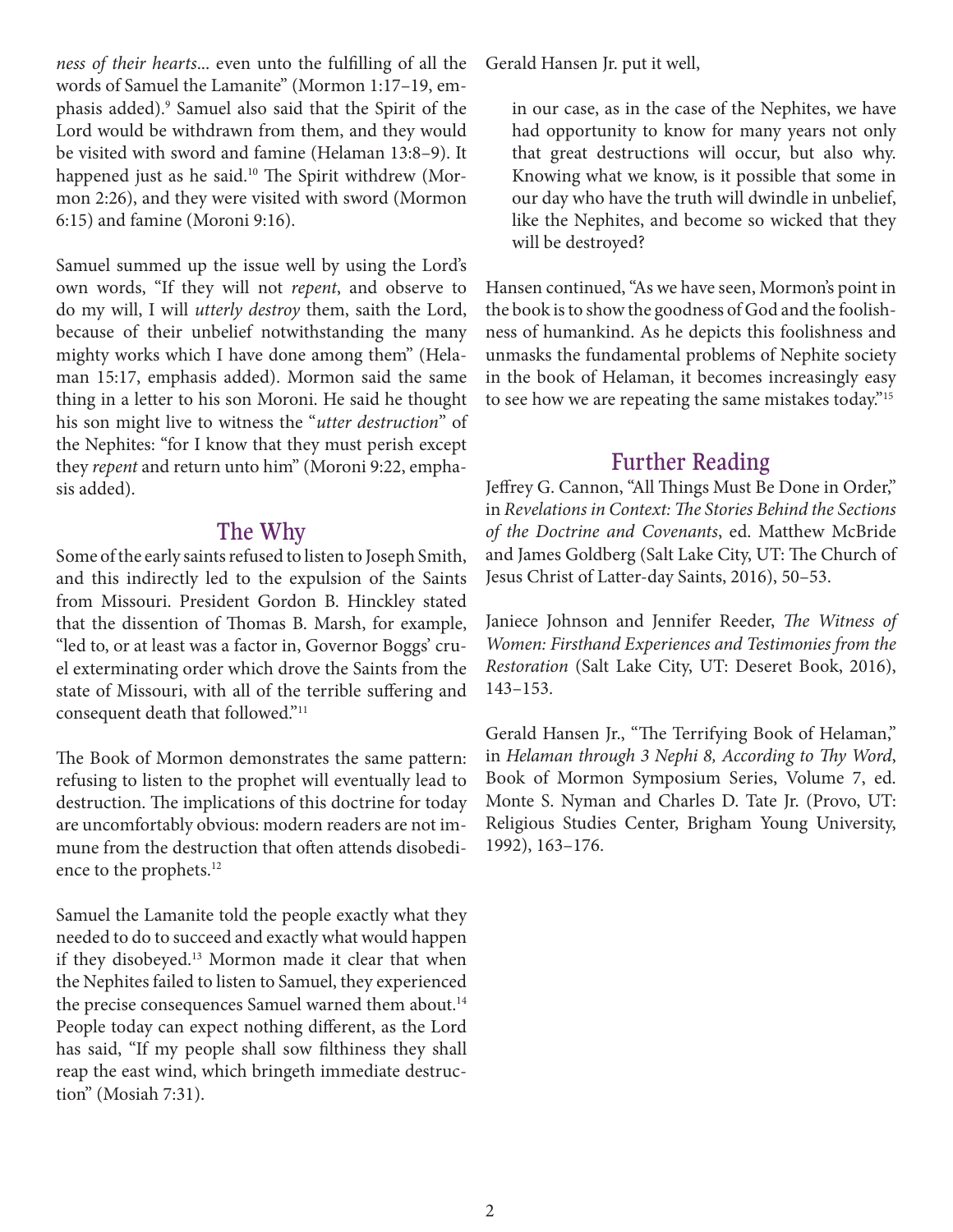*ness of their hearts*... even unto the fulfilling of all the words of Samuel the Lamanite" (Mormon 1:17–19, emphasis added).[9] Samuel also said that the Spirit of the Lord would be withdrawn from them, and they would be visited with sword and famine (Helaman 13:8–9). It happened just as he said.[10] The Spirit withdrew (Mormon 2:26), and they were visited with sword (Mormon 6:15) and famine (Moroni 9:16).

Samuel summed up the issue well by using the Lord's own words, "If they will not *repent*, and observe to do my will, I will *utterly destroy* them, saith the Lord, because of their unbelief notwithstanding the many mighty works which I have done among them" (Helaman 15:17, emphasis added). Mormon said the same thing in a letter to his son Moroni. He said he thought his son might live to witness the "*utter destruction*" of the Nephites: "for I know that they must perish except they *repent* and return unto him" (Moroni 9:22, emphasis added).

## The Why

Some of the early saints refused to listen to Joseph Smith, and this indirectly led to the expulsion of the Saints from Missouri. President Gordon B. Hinckley stated that the dissention of Thomas B. Marsh, for example, "led to, or at least was a factor in, Governor Boggs' cruel exterminating order which drove the Saints from the state of Missouri, with all of the terrible suffering and consequent death that followed."[11]

The Book of Mormon demonstrates the same pattern: refusing to listen to the prophet will eventually lead to destruction. The implications of this doctrine for today are uncomfortably obvious: modern readers are not immune from the destruction that often attends disobedience to the prophets.[12]

Samuel the Lamanite told the people exactly what they needed to do to succeed and exactly what would happen if they disobeyed.[13] Mormon made it clear that when the Nephites failed to listen to Samuel, they experienced the precise consequences Samuel warned them about.[14] People today can expect nothing different, as the Lord has said, "If my people shall sow filthiness they shall reap the east wind, which bringeth immediate destruction" (Mosiah 7:31).

Gerald Hansen Jr. put it well,

> in our case, as in the case of the Nephites, we have had opportunity to know for many years not only that great destructions will occur, but also why. Knowing what we know, is it possible that some in our day who have the truth will dwindle in unbelief, like the Nephites, and become so wicked that they will be destroyed?

Hansen continued, "As we have seen, Mormon's point in the book is to show the goodness of God and the foolishness of humankind. As he depicts this foolishness and unmasks the fundamental problems of Nephite society in the book of Helaman, it becomes increasingly easy to see how we are repeating the same mistakes today."[15]

## Further Reading

Jeffrey G. Cannon, "All Things Must Be Done in Order," in *Revelations in Context: The Stories Behind the Sections of the Doctrine and Covenants*, ed. Matthew McBride and James Goldberg (Salt Lake City, UT: The Church of Jesus Christ of Latter-day Saints, 2016), 50–53.

Janiece Johnson and Jennifer Reeder, *The Witness of Women: Firsthand Experiences and Testimonies from the Restoration* (Salt Lake City, UT: Deseret Book, 2016), 143–153.

Gerald Hansen Jr., "The Terrifying Book of Helaman," in *Helaman through 3 Nephi 8, According to Thy Word*, Book of Mormon Symposium Series, Volume 7, ed. Monte S. Nyman and Charles D. Tate Jr. (Provo, UT: Religious Studies Center, Brigham Young University, 1992), 163–176.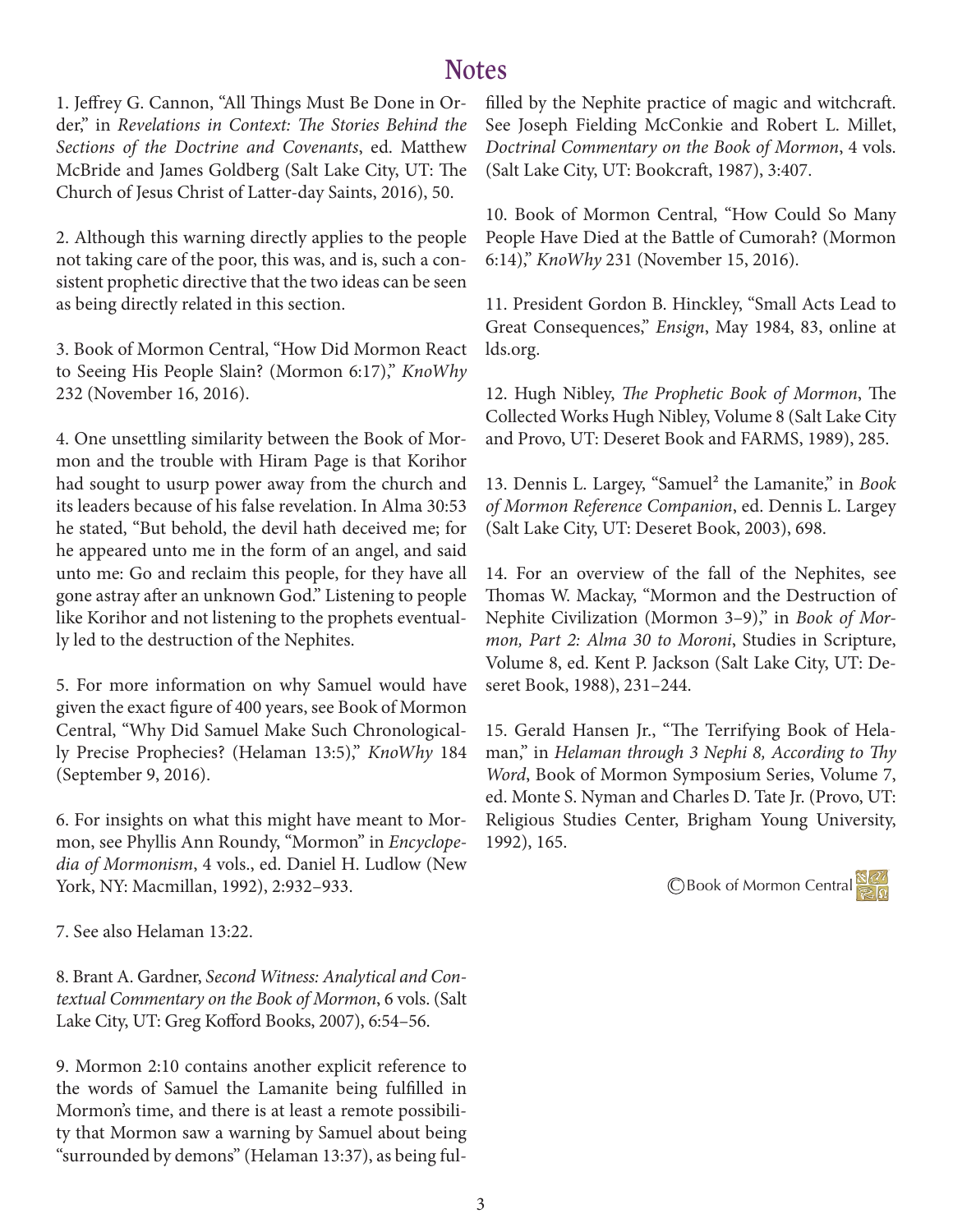# Notes

1. Jeffrey G. Cannon, "All Things Must Be Done in Order," in *Revelations in Context: The Stories Behind the Sections of the Doctrine and Covenants*, ed. Matthew McBride and James Goldberg (Salt Lake City, UT: The Church of Jesus Christ of Latter-day Saints, 2016), 50.

2. Although this warning directly applies to the people not taking care of the poor, this was, and is, such a consistent prophetic directive that the two ideas can be seen as being directly related in this section.

3. Book of Mormon Central, "How Did Mormon React to Seeing His People Slain? (Mormon 6:17)," *KnoWhy* 232 (November 16, 2016).

4. One unsettling similarity between the Book of Mormon and the trouble with Hiram Page is that Korihor had sought to usurp power away from the church and its leaders because of his false revelation. In Alma 30:53 he stated, "But behold, the devil hath deceived me; for he appeared unto me in the form of an angel, and said unto me: Go and reclaim this people, for they have all gone astray after an unknown God." Listening to people like Korihor and not listening to the prophets eventually led to the destruction of the Nephites.

5. For more information on why Samuel would have given the exact figure of 400 years, see Book of Mormon Central, "Why Did Samuel Make Such Chronologically Precise Prophecies? (Helaman 13:5)," *KnoWhy* 184 (September 9, 2016).

6. For insights on what this might have meant to Mormon, see Phyllis Ann Roundy, "Mormon" in *Encyclopedia of Mormonism*, 4 vols., ed. Daniel H. Ludlow (New York, NY: Macmillan, 1992), 2:932–933.

7. See also Helaman 13:22.

8. Brant A. Gardner, *Second Witness: Analytical and Contextual Commentary on the Book of Mormon*, 6 vols. (Salt Lake City, UT: Greg Kofford Books, 2007), 6:54–56.

9. Mormon 2:10 contains another explicit reference to the words of Samuel the Lamanite being fulfilled in Mormon's time, and there is at least a remote possibility that Mormon saw a warning by Samuel about being "surrounded by demons" (Helaman 13:37), as being fulfilled by the Nephite practice of magic and witchcraft. See Joseph Fielding McConkie and Robert L. Millet, *Doctrinal Commentary on the Book of Mormon*, 4 vols. (Salt Lake City, UT: Bookcraft, 1987), 3:407.

10. Book of Mormon Central, "How Could So Many People Have Died at the Battle of Cumorah? (Mormon 6:14)," *KnoWhy* 231 (November 15, 2016).

11. President Gordon B. Hinckley, "Small Acts Lead to Great Consequences," *Ensign*, May 1984, 83, online at lds.org.

12. Hugh Nibley, *The Prophetic Book of Mormon*, The Collected Works Hugh Nibley, Volume 8 (Salt Lake City and Provo, UT: Deseret Book and FARMS, 1989), 285.

13. Dennis L. Largey, "Samuel² the Lamanite," in *Book of Mormon Reference Companion*, ed. Dennis L. Largey (Salt Lake City, UT: Deseret Book, 2003), 698.

14. For an overview of the fall of the Nephites, see Thomas W. Mackay, "Mormon and the Destruction of Nephite Civilization (Mormon 3–9)," in *Book of Mormon, Part 2: Alma 30 to Moroni*, Studies in Scripture, Volume 8, ed. Kent P. Jackson (Salt Lake City, UT: Deseret Book, 1988), 231–244.

15. Gerald Hansen Jr., "The Terrifying Book of Helaman," in *Helaman through 3 Nephi 8, According to Thy Word*, Book of Mormon Symposium Series, Volume 7, ed. Monte S. Nyman and Charles D. Tate Jr. (Provo, UT: Religious Studies Center, Brigham Young University, 1992), 165.

©Book of Mormon Central